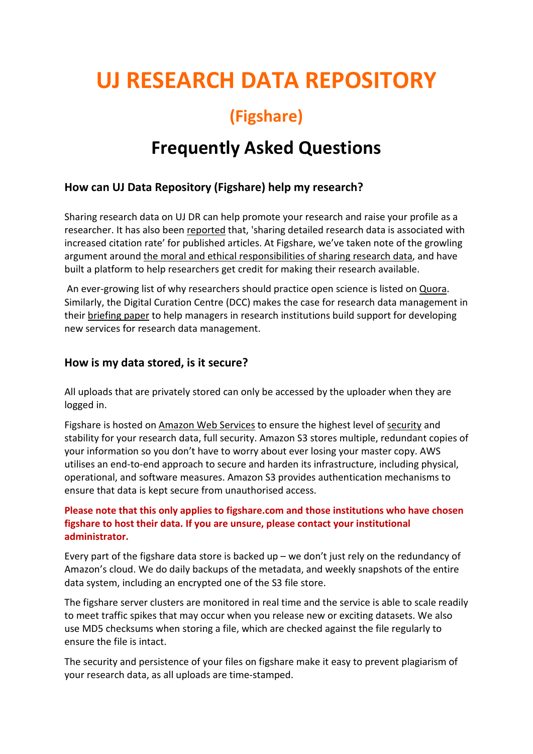# UJ RESEARCH DATA REPOSITORY

## (Figshare)

## Frequently Asked Questions

### How can UJ Data Repository (Figshare) help my research?

Sharing research data on UJ DR can help promote your research and raise your profile as a researcher. It has also been reported that, 'sharing detailed research data is associated with increased citation rate' for published articles. At Figshare, we've taken note of the growling argument around the moral and ethical responsibilities of sharing research data, and have built a platform to help researchers get credit for making their research available.

An ever-growing list of why researchers should practice open science is listed on Quora. Similarly, the Digital Curation Centre (DCC) makes the case for research data management in their briefing paper to help managers in research institutions build support for developing new services for research data management.

### How is my data stored, is it secure?

All uploads that are privately stored can only be accessed by the uploader when they are logged in.

Figshare is hosted on Amazon Web Services to ensure the highest level of security and stability for your research data, full security. Amazon S3 stores multiple, redundant copies of your information so you don't have to worry about ever losing your master copy. AWS utilises an end-to-end approach to secure and harden its infrastructure, including physical, operational, and software measures. Amazon S3 provides authentication mechanisms to ensure that data is kept secure from unauthorised access.

**Please note that this only applies to figshare.com and those institutions who have chosen figshare to host their data. If you are unsure, please contact your institutional administrator.**

Every part of the figshare data store is backed up – we don't just rely on the redundancy of Amazon's cloud. We do daily backups of the metadata, and weekly snapshots of the entire data system, including an encrypted one of the S3 file store.

The figshare server clusters are monitored in real time and the service is able to scale readily to meet traffic spikes that may occur when you release new or exciting datasets. We also use MD5 checksums when storing a file, which are checked against the file regularly to ensure the file is intact.

The security and persistence of your files on figshare make it easy to prevent plagiarism of your research data, as all uploads are time-stamped.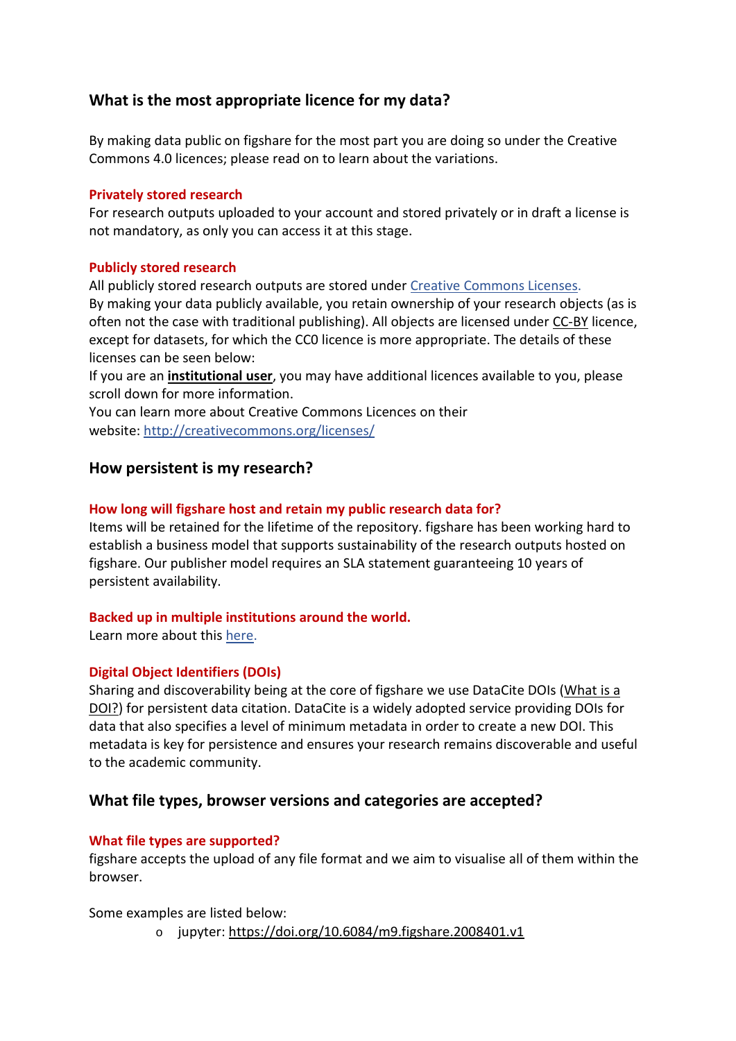## What is the most appropriate licence for my data?

By making data public on figshare for the most part you are doing so under the Creative Commons 4.0 licences; please read on to learn about the variations.

### Privately stored research

For research outputs uploaded to your account and stored privately or in draft a license is not mandatory, as only you can access it at this stage.

### Publicly stored research

All publicly stored research outputs are stored under Creative Commons Licenses.
By making your data publicly available, you retain ownership of your research objects (as is often not the case with traditional publishing). All objects are licensed under CC-BY licence, except for datasets, for which the CC0 licence is more appropriate. The details of these licenses can be seen below:
If you are an **institutional user**, you may have additional licences available to you, please scroll down for more information.
You can learn more about Creative Commons Licences on their website: http://creativecommons.org/licenses/

## How persistent is my research?

### How long will figshare host and retain my public research data for?

Items will be retained for the lifetime of the repository. figshare has been working hard to establish a business model that supports sustainability of the research outputs hosted on figshare. Our publisher model requires an SLA statement guaranteeing 10 years of persistent availability.

### Backed up in multiple institutions around the world.

Learn more about this here.

### Digital Object Identifiers (DOIs)

Sharing and discoverability being at the core of figshare we use DataCite DOIs (What is a DOI?) for persistent data citation. DataCite is a widely adopted service providing DOIs for data that also specifies a level of minimum metadata in order to create a new DOI. This metadata is key for persistence and ensures your research remains discoverable and useful to the academic community.

## What file types, browser versions and categories are accepted?

### What file types are supported?

figshare accepts the upload of any file format and we aim to visualise all of them within the browser.

Some examples are listed below:

- jupyter: https://doi.org/10.6084/m9.figshare.2008401.v1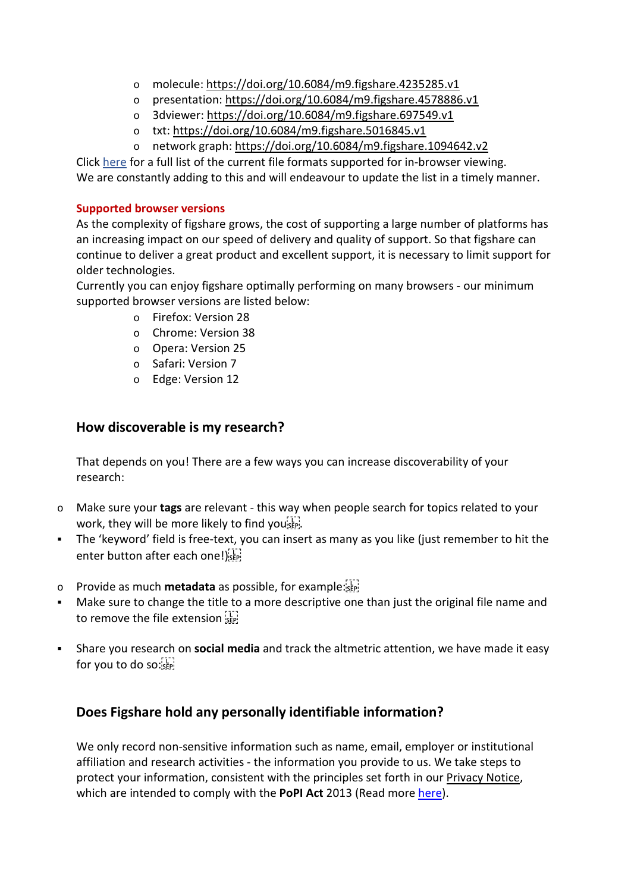- molecule: https://doi.org/10.6084/m9.figshare.4235285.v1
- presentation: https://doi.org/10.6084/m9.figshare.4578886.v1
- 3dviewer: https://doi.org/10.6084/m9.figshare.697549.v1
- txt: https://doi.org/10.6084/m9.figshare.5016845.v1
- network graph: https://doi.org/10.6084/m9.figshare.1094642.v2

Click here for a full list of the current file formats supported for in-browser viewing.
We are constantly adding to this and will endeavour to update the list in a timely manner.

**Supported browser versions**

As the complexity of figshare grows, the cost of supporting a large number of platforms has an increasing impact on our speed of delivery and quality of support. So that figshare can continue to deliver a great product and excellent support, it is necessary to limit support for older technologies.
Currently you can enjoy figshare optimally performing on many browsers - our minimum supported browser versions are listed below:

- Firefox: Version 28
- Chrome: Version 38
- Opera: Version 25
- Safari: Version 7
- Edge: Version 12

## How discoverable is my research?

That depends on you! There are a few ways you can increase discoverability of your research:

- Make sure your **tags** are relevant - this way when people search for topics related to your work, they will be more likely to find you.
  - The 'keyword' field is free-text, you can insert as many as you like (just remember to hit the enter button after each one!)
- Provide as much **metadata** as possible, for example:
  - Make sure to change the title to a more descriptive one than just the original file name and to remove the file extension
  - Share you research on **social media** and track the altmetric attention, we have made it easy for you to do so:

## Does Figshare hold any personally identifiable information?

We only record non-sensitive information such as name, email, employer or institutional affiliation and research activities - the information you provide to us. We take steps to protect your information, consistent with the principles set forth in our Privacy Notice, which are intended to comply with the **PoPI Act** 2013 (Read more here).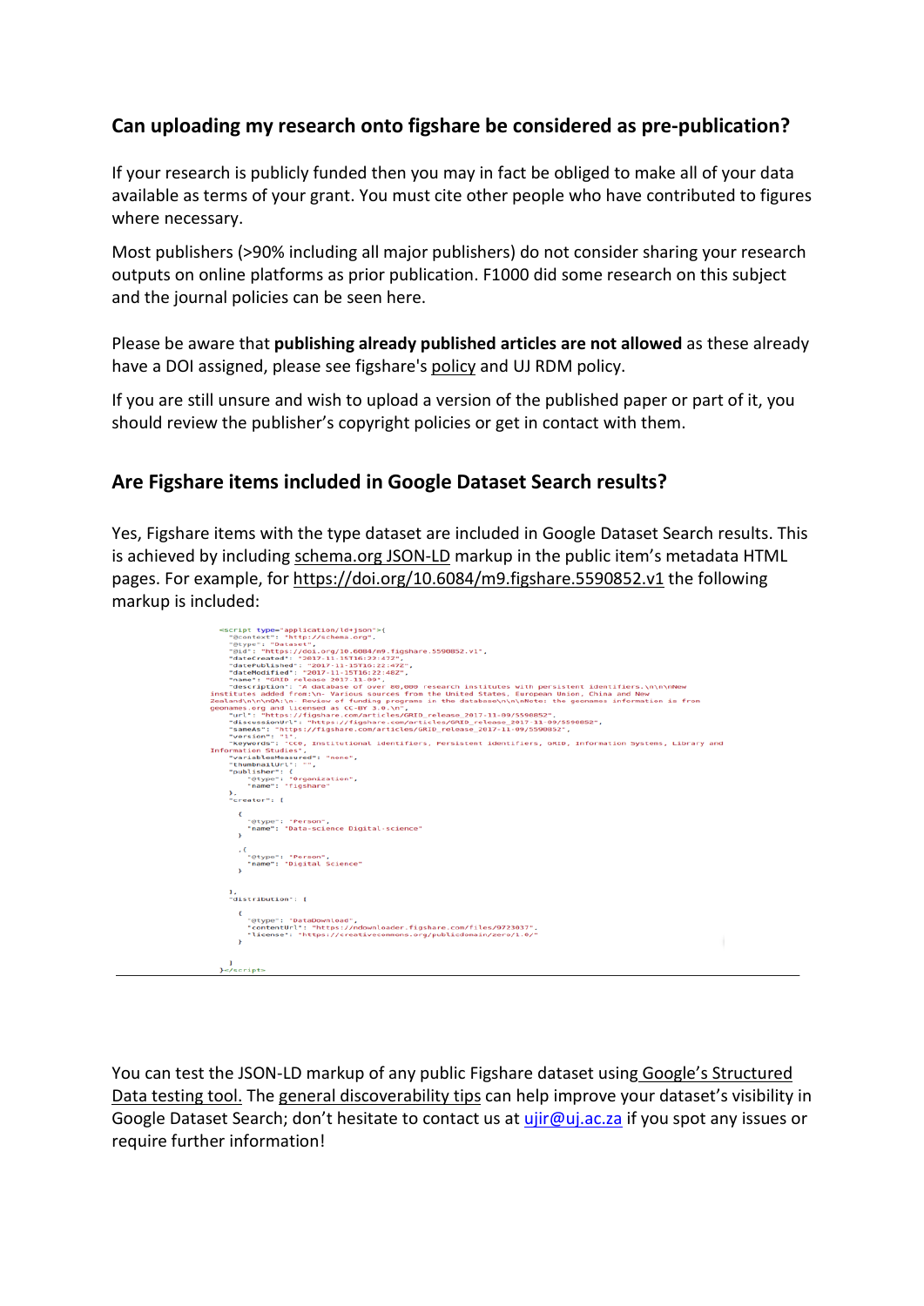## Can uploading my research onto figshare be considered as pre-publication?

If your research is publicly funded then you may in fact be obliged to make all of your data available as terms of your grant. You must cite other people who have contributed to figures where necessary.

Most publishers (>90% including all major publishers) do not consider sharing your research outputs on online platforms as prior publication. F1000 did some research on this subject and the journal policies can be seen here.

Please be aware that **publishing already published articles are not allowed** as these already have a DOI assigned, please see figshare's policy and UJ RDM policy.

If you are still unsure and wish to upload a version of the published paper or part of it, you should review the publisher's copyright policies or get in contact with them.

## Are Figshare items included in Google Dataset Search results?

Yes, Figshare items with the type dataset are included in Google Dataset Search results. This is achieved by including schema.org JSON-LD markup in the public item's metadata HTML pages. For example, for https://doi.org/10.6084/m9.figshare.5590852.v1 the following markup is included:

```
<script type="application/ld+json">{
    "@context": "http://schema.org",
    "@type": "Dataset",
    "@id": "https://doi.org/10.6084/m9.figshare.5590852.v1",
    "dateCreated": "2017-11-15T16:22:47Z",
    "datePublished": "2017-11-15T16:22:47Z",
    "dateModified": "2017-11-15T16:22:48Z",
    "name": "GRID release 2017-11-09",
    "description": "A database of over 80,000 research institutes with persistent identifiers.\n\n\nNew institutes added from:\n- Various sources from the United States, European Union, China and New Zealand\n\n\nQA:\n- Review of funding programs in the database\n\n\nNote: the geonames information is from geonames.org and licensed as CC-BY 3.0.\n",
    "url": "https://figshare.com/articles/GRID_release_2017-11-09/5590852",
    "discussionUrl": "https://figshare.com/articles/GRID_release_2017-11-09/5590852",
    "sameAs": "https://figshare.com/articles/GRID_release_2017-11-09/5590852",
    "version": "1",
    "keywords": "CC0, Institutional identifiers, Persistent identifiers, GRID, Information Systems, Library and Information Studies",
    "variableMeasured": "none",
    "thumbnailUrl": "",
    "publisher": {
        "@type": "Organization",
        "name": "figshare"
    },
    "creator": [

      {
        "@type": "Person",
        "name": "Data-science Digital-science"
      }

      ,{
        "@type": "Person",
        "name": "Digital Science"
      }

    ],
    "distribution": [

      {
        "@type": "DataDownload",
        "contentUrl": "https://ndownloader.figshare.com/files/9723037",
        "license": "https://creativecommons.org/publicdomain/zero/1.0/"
      }

    ]
}</script>
```

You can test the JSON-LD markup of any public Figshare dataset using Google's Structured Data testing tool. The general discoverability tips can help improve your dataset's visibility in Google Dataset Search; don't hesitate to contact us at ujir@uj.ac.za if you spot any issues or require further information!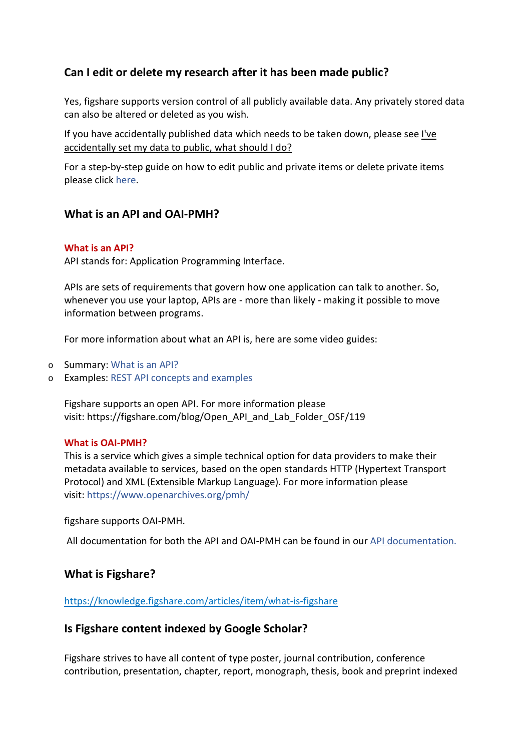## Can I edit or delete my research after it has been made public?

Yes, figshare supports version control of all publicly available data. Any privately stored data can also be altered or deleted as you wish.

If you have accidentally published data which needs to be taken down, please see I've accidentally set my data to public, what should I do?

For a step-by-step guide on how to edit public and private items or delete private items please click here.

## What is an API and OAI-PMH?

**What is an API?**
API stands for: Application Programming Interface.

APIs are sets of requirements that govern how one application can talk to another. So, whenever you use your laptop, APIs are - more than likely - making it possible to move information between programs.

For more information about what an API is, here are some video guides:

- Summary: What is an API?
- Examples: REST API concepts and examples

Figshare supports an open API. For more information please visit: https://figshare.com/blog/Open_API_and_Lab_Folder_OSF/119

**What is OAI-PMH?**
This is a service which gives a simple technical option for data providers to make their metadata available to services, based on the open standards HTTP (Hypertext Transport Protocol) and XML (Extensible Markup Language). For more information please visit: https://www.openarchives.org/pmh/

figshare supports OAI-PMH.

All documentation for both the API and OAI-PMH can be found in our API documentation.

## What is Figshare?

https://knowledge.figshare.com/articles/item/what-is-figshare

## Is Figshare content indexed by Google Scholar?

Figshare strives to have all content of type poster, journal contribution, conference contribution, presentation, chapter, report, monograph, thesis, book and preprint indexed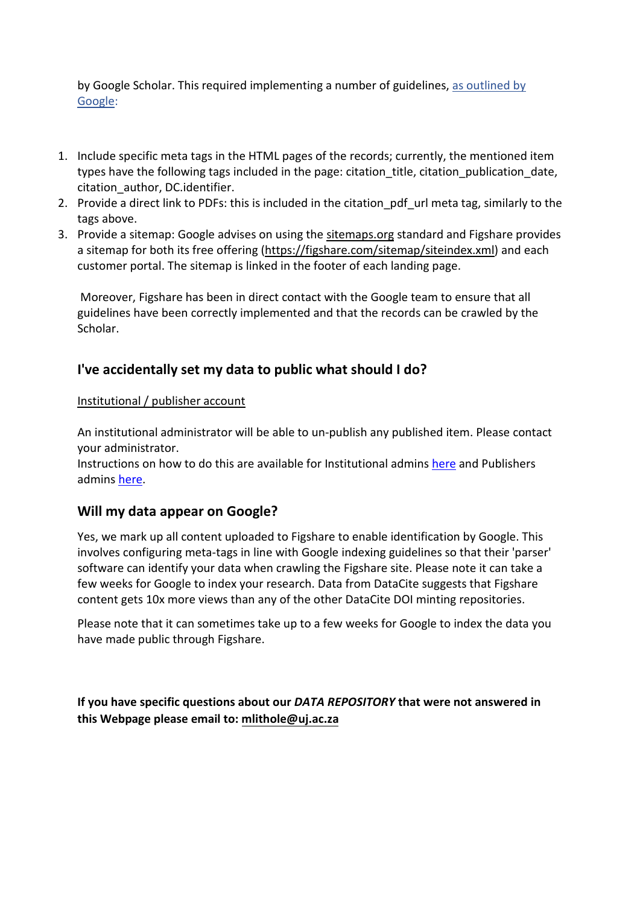by Google Scholar. This required implementing a number of guidelines, as outlined by Google:

1. Include specific meta tags in the HTML pages of the records; currently, the mentioned item types have the following tags included in the page: citation_title, citation_publication_date, citation_author, DC.identifier.
2. Provide a direct link to PDFs: this is included in the citation_pdf_url meta tag, similarly to the tags above.
3. Provide a sitemap: Google advises on using the sitemaps.org standard and Figshare provides a sitemap for both its free offering (https://figshare.com/sitemap/siteindex.xml) and each customer portal. The sitemap is linked in the footer of each landing page.

Moreover, Figshare has been in direct contact with the Google team to ensure that all guidelines have been correctly implemented and that the records can be crawled by the Scholar.

## I've accidentally set my data to public what should I do?

Institutional / publisher account

An institutional administrator will be able to un-publish any published item. Please contact your administrator.
Instructions on how to do this are available for Institutional admins here and Publishers admins here.

## Will my data appear on Google?

Yes, we mark up all content uploaded to Figshare to enable identification by Google. This involves configuring meta-tags in line with Google indexing guidelines so that their 'parser' software can identify your data when crawling the Figshare site. Please note it can take a few weeks for Google to index your research. Data from DataCite suggests that Figshare content gets 10x more views than any of the other DataCite DOI minting repositories.

Please note that it can sometimes take up to a few weeks for Google to index the data you have made public through Figshare.

**If you have specific questions about our *DATA REPOSITORY* that were not answered in this Webpage please email to: mlithole@uj.ac.za**